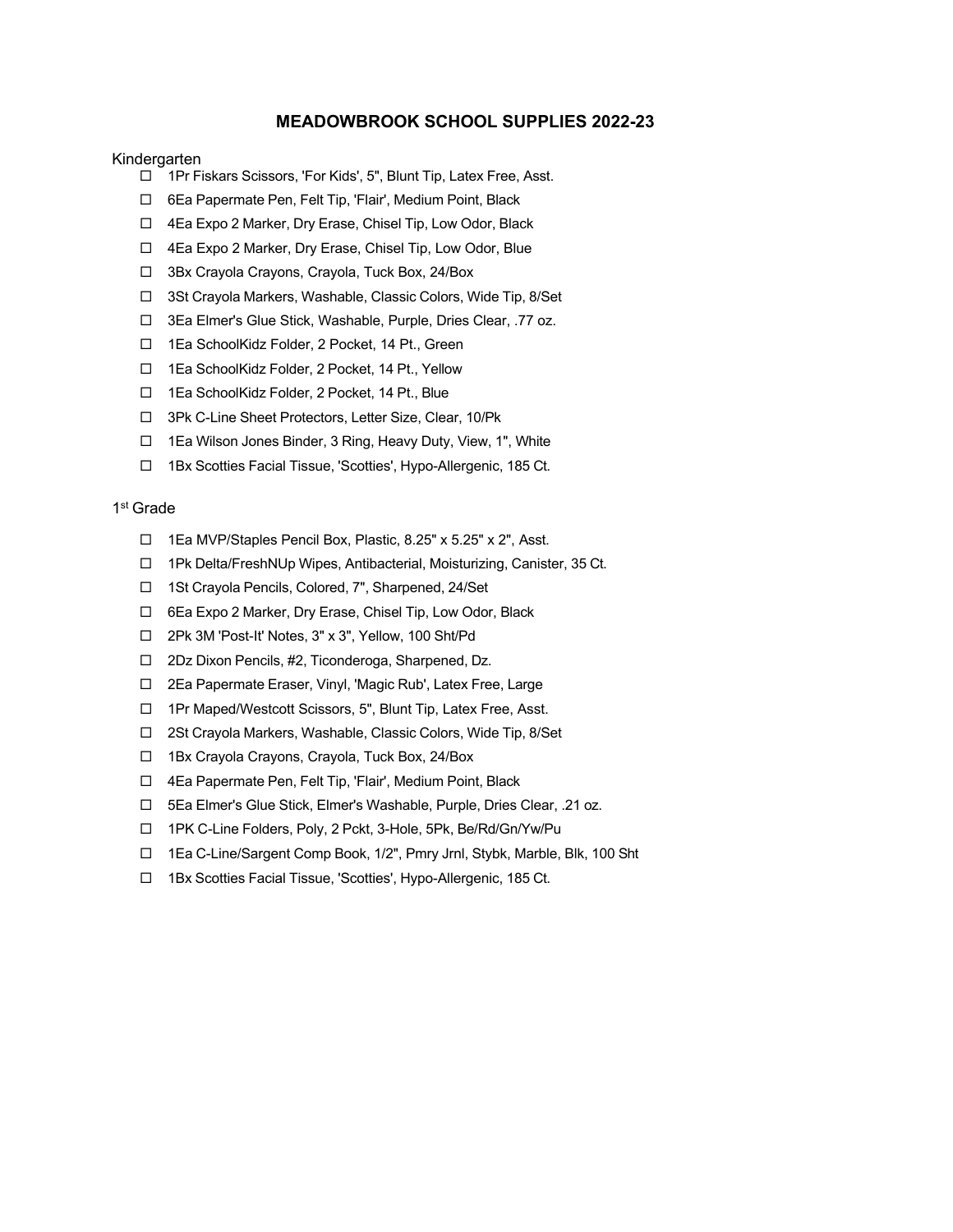# MEADOWBROOK SCHOOL SUPPLIES 2022-23

Kindergarten

- ☐ 1Pr Fiskars Scissors, 'For Kids', 5", Blunt Tip, Latex Free, Asst.
- ☐ 6Ea Papermate Pen, Felt Tip, 'Flair', Medium Point, Black
- ☐ 4Ea Expo 2 Marker, Dry Erase, Chisel Tip, Low Odor, Black
- ☐ 4Ea Expo 2 Marker, Dry Erase, Chisel Tip, Low Odor, Blue
- ☐ 3Bx Crayola Crayons, Crayola, Tuck Box, 24/Box
- ☐ 3St Crayola Markers, Washable, Classic Colors, Wide Tip, 8/Set
- ☐ 3Ea Elmer's Glue Stick, Washable, Purple, Dries Clear, .77 oz.
- ☐ 1Ea SchoolKidz Folder, 2 Pocket, 14 Pt., Green
- ☐ 1Ea SchoolKidz Folder, 2 Pocket, 14 Pt., Yellow
- ☐ 1Ea SchoolKidz Folder, 2 Pocket, 14 Pt., Blue
- ☐ 3Pk C-Line Sheet Protectors, Letter Size, Clear, 10/Pk
- ☐ 1Ea Wilson Jones Binder, 3 Ring, Heavy Duty, View, 1", White
- ☐ 1Bx Scotties Facial Tissue, 'Scotties', Hypo-Allergenic, 185 Ct.

1st Grade

- ☐ 1Ea MVP/Staples Pencil Box, Plastic, 8.25" x 5.25" x 2", Asst.
- ☐ 1Pk Delta/FreshNUp Wipes, Antibacterial, Moisturizing, Canister, 35 Ct.
- ☐ 1St Crayola Pencils, Colored, 7", Sharpened, 24/Set
- ☐ 6Ea Expo 2 Marker, Dry Erase, Chisel Tip, Low Odor, Black
- ☐ 2Pk 3M 'Post-It' Notes, 3" x 3", Yellow, 100 Sht/Pd
- ☐ 2Dz Dixon Pencils, #2, Ticonderoga, Sharpened, Dz.
- ☐ 2Ea Papermate Eraser, Vinyl, 'Magic Rub', Latex Free, Large
- ☐ 1Pr Maped/Westcott Scissors, 5", Blunt Tip, Latex Free, Asst.
- ☐ 2St Crayola Markers, Washable, Classic Colors, Wide Tip, 8/Set
- ☐ 1Bx Crayola Crayons, Crayola, Tuck Box, 24/Box
- ☐ 4Ea Papermate Pen, Felt Tip, 'Flair', Medium Point, Black
- ☐ 5Ea Elmer's Glue Stick, Elmer's Washable, Purple, Dries Clear, .21 oz.
- ☐ 1PK C-Line Folders, Poly, 2 Pckt, 3-Hole, 5Pk, Be/Rd/Gn/Yw/Pu
- ☐ 1Ea C-Line/Sargent Comp Book, 1/2", Pmry Jrnl, Stybk, Marble, Blk, 100 Sht
- ☐ 1Bx Scotties Facial Tissue, 'Scotties', Hypo-Allergenic, 185 Ct.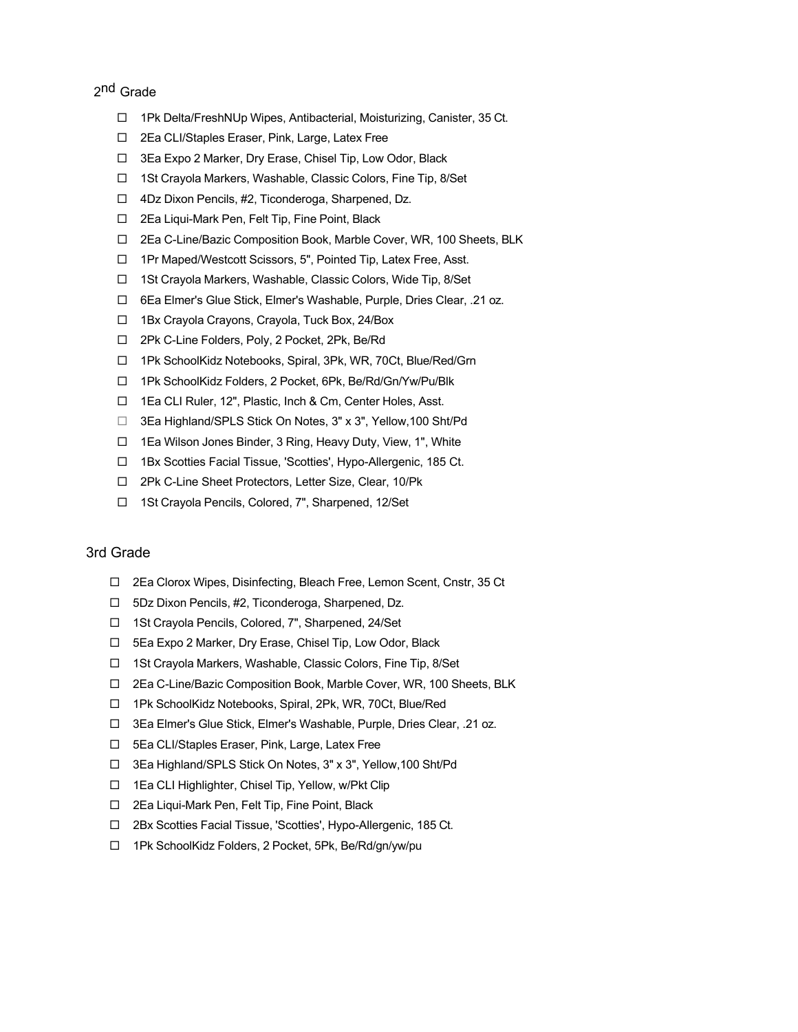## 2nd Grade

- ☐ 1Pk Delta/FreshNUp Wipes, Antibacterial, Moisturizing, Canister, 35 Ct.
- ☐ 2Ea CLI/Staples Eraser, Pink, Large, Latex Free
- ☐ 3Ea Expo 2 Marker, Dry Erase, Chisel Tip, Low Odor, Black
- ☐ 1St Crayola Markers, Washable, Classic Colors, Fine Tip, 8/Set
- ☐ 4Dz Dixon Pencils, #2, Ticonderoga, Sharpened, Dz.
- ☐ 2Ea Liqui-Mark Pen, Felt Tip, Fine Point, Black
- ☐ 2Ea C-Line/Bazic Composition Book, Marble Cover, WR, 100 Sheets, BLK
- ☐ 1Pr Maped/Westcott Scissors, 5", Pointed Tip, Latex Free, Asst.
- ☐ 1St Crayola Markers, Washable, Classic Colors, Wide Tip, 8/Set
- ☐ 6Ea Elmer's Glue Stick, Elmer's Washable, Purple, Dries Clear, .21 oz.
- ☐ 1Bx Crayola Crayons, Crayola, Tuck Box, 24/Box
- ☐ 2Pk C-Line Folders, Poly, 2 Pocket, 2Pk, Be/Rd
- ☐ 1Pk SchoolKidz Notebooks, Spiral, 3Pk, WR, 70Ct, Blue/Red/Grn
- ☐ 1Pk SchoolKidz Folders, 2 Pocket, 6Pk, Be/Rd/Gn/Yw/Pu/Blk
- ☐ 1Ea CLI Ruler, 12", Plastic, Inch & Cm, Center Holes, Asst.
- ☐ 3Ea Highland/SPLS Stick On Notes, 3" x 3", Yellow,100 Sht/Pd
- ☐ 1Ea Wilson Jones Binder, 3 Ring, Heavy Duty, View, 1", White
- ☐ 1Bx Scotties Facial Tissue, 'Scotties', Hypo-Allergenic, 185 Ct.
- ☐ 2Pk C-Line Sheet Protectors, Letter Size, Clear, 10/Pk
- ☐ 1St Crayola Pencils, Colored, 7", Sharpened, 12/Set

## 3rd Grade

- ☐ 2Ea Clorox Wipes, Disinfecting, Bleach Free, Lemon Scent, Cnstr, 35 Ct
- ☐ 5Dz Dixon Pencils, #2, Ticonderoga, Sharpened, Dz.
- ☐ 1St Crayola Pencils, Colored, 7", Sharpened, 24/Set
- ☐ 5Ea Expo 2 Marker, Dry Erase, Chisel Tip, Low Odor, Black
- ☐ 1St Crayola Markers, Washable, Classic Colors, Fine Tip, 8/Set
- ☐ 2Ea C-Line/Bazic Composition Book, Marble Cover, WR, 100 Sheets, BLK
- ☐ 1Pk SchoolKidz Notebooks, Spiral, 2Pk, WR, 70Ct, Blue/Red
- ☐ 3Ea Elmer's Glue Stick, Elmer's Washable, Purple, Dries Clear, .21 oz.
- ☐ 5Ea CLI/Staples Eraser, Pink, Large, Latex Free
- ☐ 3Ea Highland/SPLS Stick On Notes, 3" x 3", Yellow,100 Sht/Pd
- ☐ 1Ea CLI Highlighter, Chisel Tip, Yellow, w/Pkt Clip
- ☐ 2Ea Liqui-Mark Pen, Felt Tip, Fine Point, Black
- ☐ 2Bx Scotties Facial Tissue, 'Scotties', Hypo-Allergenic, 185 Ct.
- ☐ 1Pk SchoolKidz Folders, 2 Pocket, 5Pk, Be/Rd/gn/yw/pu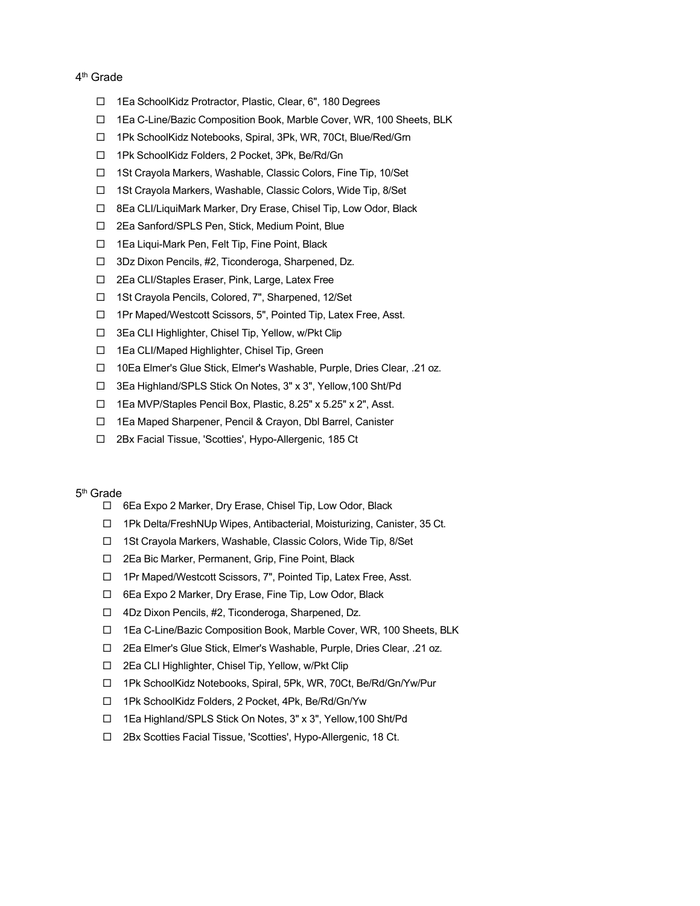## 4th Grade

- ☐ 1Ea SchoolKidz Protractor, Plastic, Clear, 6", 180 Degrees
- ☐ 1Ea C-Line/Bazic Composition Book, Marble Cover, WR, 100 Sheets, BLK
- ☐ 1Pk SchoolKidz Notebooks, Spiral, 3Pk, WR, 70Ct, Blue/Red/Grn
- ☐ 1Pk SchoolKidz Folders, 2 Pocket, 3Pk, Be/Rd/Gn
- ☐ 1St Crayola Markers, Washable, Classic Colors, Fine Tip, 10/Set
- ☐ 1St Crayola Markers, Washable, Classic Colors, Wide Tip, 8/Set
- ☐ 8Ea CLI/LiquiMark Marker, Dry Erase, Chisel Tip, Low Odor, Black
- ☐ 2Ea Sanford/SPLS Pen, Stick, Medium Point, Blue
- ☐ 1Ea Liqui-Mark Pen, Felt Tip, Fine Point, Black
- ☐ 3Dz Dixon Pencils, #2, Ticonderoga, Sharpened, Dz.
- ☐ 2Ea CLI/Staples Eraser, Pink, Large, Latex Free
- ☐ 1St Crayola Pencils, Colored, 7", Sharpened, 12/Set
- ☐ 1Pr Maped/Westcott Scissors, 5", Pointed Tip, Latex Free, Asst.
- ☐ 3Ea CLI Highlighter, Chisel Tip, Yellow, w/Pkt Clip
- ☐ 1Ea CLI/Maped Highlighter, Chisel Tip, Green
- ☐ 10Ea Elmer's Glue Stick, Elmer's Washable, Purple, Dries Clear, .21 oz.
- ☐ 3Ea Highland/SPLS Stick On Notes, 3" x 3", Yellow,100 Sht/Pd
- ☐ 1Ea MVP/Staples Pencil Box, Plastic, 8.25" x 5.25" x 2", Asst.
- ☐ 1Ea Maped Sharpener, Pencil & Crayon, Dbl Barrel, Canister
- ☐ 2Bx Facial Tissue, 'Scotties', Hypo-Allergenic, 185 Ct

## 5th Grade

- ☐ 6Ea Expo 2 Marker, Dry Erase, Chisel Tip, Low Odor, Black
- ☐ 1Pk Delta/FreshNUp Wipes, Antibacterial, Moisturizing, Canister, 35 Ct.
- ☐ 1St Crayola Markers, Washable, Classic Colors, Wide Tip, 8/Set
- ☐ 2Ea Bic Marker, Permanent, Grip, Fine Point, Black
- ☐ 1Pr Maped/Westcott Scissors, 7", Pointed Tip, Latex Free, Asst.
- ☐ 6Ea Expo 2 Marker, Dry Erase, Fine Tip, Low Odor, Black
- ☐ 4Dz Dixon Pencils, #2, Ticonderoga, Sharpened, Dz.
- ☐ 1Ea C-Line/Bazic Composition Book, Marble Cover, WR, 100 Sheets, BLK
- ☐ 2Ea Elmer's Glue Stick, Elmer's Washable, Purple, Dries Clear, .21 oz.
- ☐ 2Ea CLI Highlighter, Chisel Tip, Yellow, w/Pkt Clip
- ☐ 1Pk SchoolKidz Notebooks, Spiral, 5Pk, WR, 70Ct, Be/Rd/Gn/Yw/Pur
- ☐ 1Pk SchoolKidz Folders, 2 Pocket, 4Pk, Be/Rd/Gn/Yw
- ☐ 1Ea Highland/SPLS Stick On Notes, 3" x 3", Yellow,100 Sht/Pd
- ☐ 2Bx Scotties Facial Tissue, 'Scotties', Hypo-Allergenic, 18 Ct.